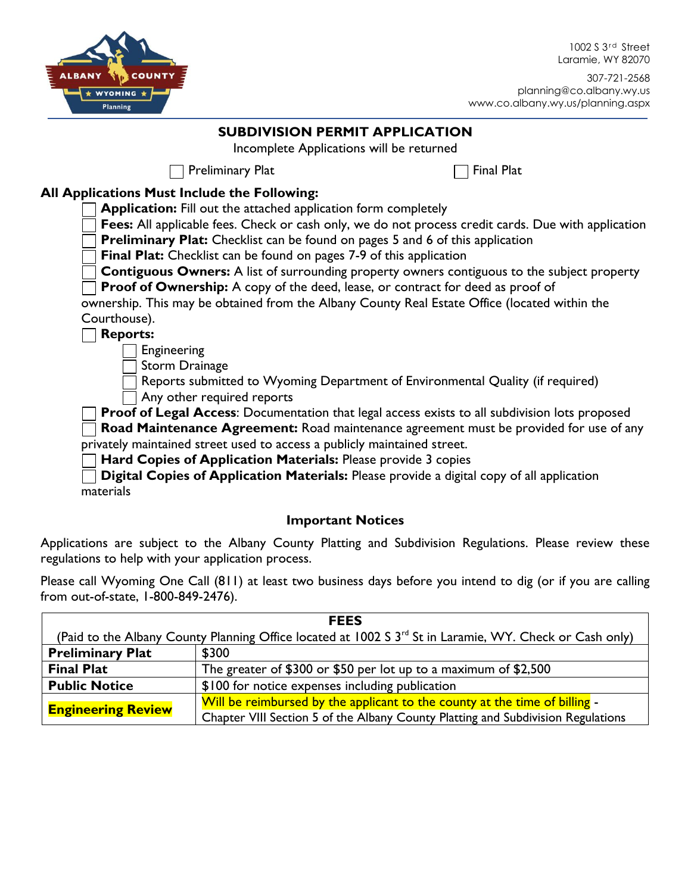1002 S 3rd Street
Laramie, WY 82070

307-721-2568
planning@co.albany.wy.us
www.co.albany.wy.us/planning.aspx

# SUBDIVISION PERMIT APPLICATION

Incomplete Applications will be returned

☐ Preliminary Plat ☐ Final Plat

**All Applications Must Include the Following:**

- ☐ **Application:** Fill out the attached application form completely
- ☐ **Fees:** All applicable fees. Check or cash only, we do not process credit cards. Due with application
- ☐ **Preliminary Plat:** Checklist can be found on pages 5 and 6 of this application
- ☐ **Final Plat:** Checklist can be found on pages 7-9 of this application
- ☐ **Contiguous Owners:** A list of surrounding property owners contiguous to the subject property
- ☐ **Proof of Ownership:** A copy of the deed, lease, or contract for deed as proof of ownership. This may be obtained from the Albany County Real Estate Office (located within the Courthouse).
- ☐ **Reports:**
  - ☐ Engineering
  - ☐ Storm Drainage
  - ☐ Reports submitted to Wyoming Department of Environmental Quality (if required)
  - ☐ Any other required reports
- ☐ **Proof of Legal Access**: Documentation that legal access exists to all subdivision lots proposed
- ☐ **Road Maintenance Agreement:** Road maintenance agreement must be provided for use of any privately maintained street used to access a publicly maintained street.
- ☐ **Hard Copies of Application Materials:** Please provide 3 copies
- ☐ **Digital Copies of Application Materials:** Please provide a digital copy of all application materials

## Important Notices

Applications are subject to the Albany County Platting and Subdivision Regulations. Please review these regulations to help with your application process.

Please call Wyoming One Call (811) at least two business days before you intend to dig (or if you are calling from out-of-state, 1-800-849-2476).

| FEES (Paid to the Albany County Planning Office located at 1002 S 3rd St in Laramie, WY. Check or Cash only) | |
|---|---|
| **Preliminary Plat** | $300 |
| **Final Plat** | The greater of $300 or $50 per lot up to a maximum of $2,500 |
| **Public Notice** | $100 for notice expenses including publication |
| **Engineering Review** | Will be reimbursed by the applicant to the county at the time of billing - Chapter VIII Section 5 of the Albany County Platting and Subdivision Regulations |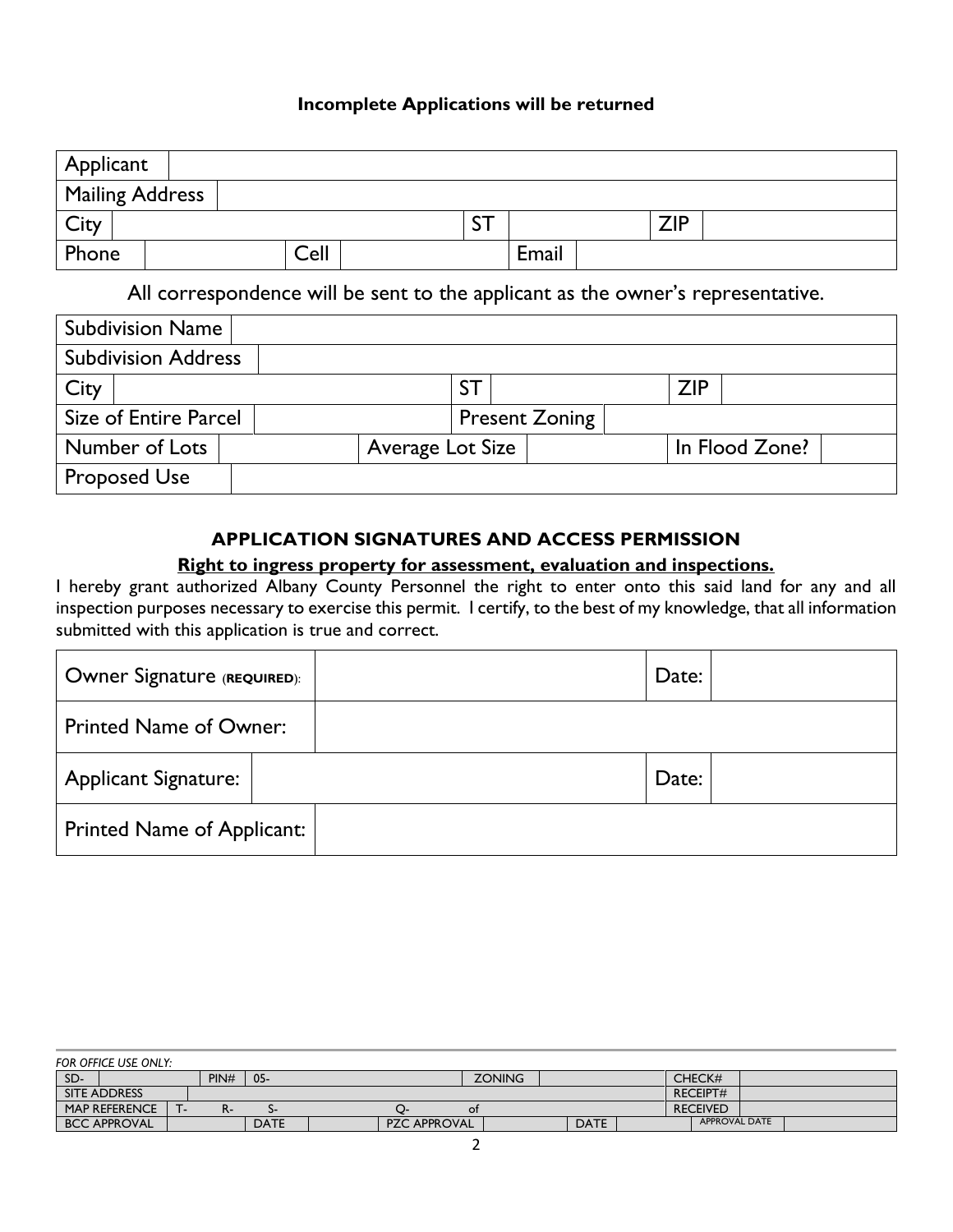**Incomplete Applications will be returned**

| Applicant | | | | | |
|---|---|---|---|---|---|
| Mailing Address | | | | | |
| City | | ST | | ZIP | |
| Phone | | Cell | | Email | |

All correspondence will be sent to the applicant as the owner's representative.

| Subdivision Name | | | | | |
|---|---|---|---|---|---|
| Subdivision Address | | | | | |
| City | | ST | | ZIP | |
| Size of Entire Parcel | | Present Zoning | | | |
| Number of Lots | | Average Lot Size | | In Flood Zone? | |
| Proposed Use | | | | | |

## APPLICATION SIGNATURES AND ACCESS PERMISSION

**Right to ingress property for assessment, evaluation and inspections.**

I hereby grant authorized Albany County Personnel the right to enter onto this said land for any and all inspection purposes necessary to exercise this permit. I certify, to the best of my knowledge, that all information submitted with this application is true and correct.

| Owner Signature (**REQUIRED**): | | Date: | |
|---|---|---|---|
| Printed Name of Owner: | | | |
| Applicant Signature: | | Date: | |
| Printed Name of Applicant: | | | |

*FOR OFFICE USE ONLY:*

| SD- | | PIN# | 05- | | ZONING | | CHECK# | |
|---|---|---|---|---|---|---|---|---|
| SITE ADDRESS | | | | | | | RECEIPT# | |
| MAP REFERENCE | T- | R- | S- | Q- | of | | RECEIVED | |
| BCC APPROVAL | | DATE | | PZC APPROVAL | | DATE | APPROVAL DATE | |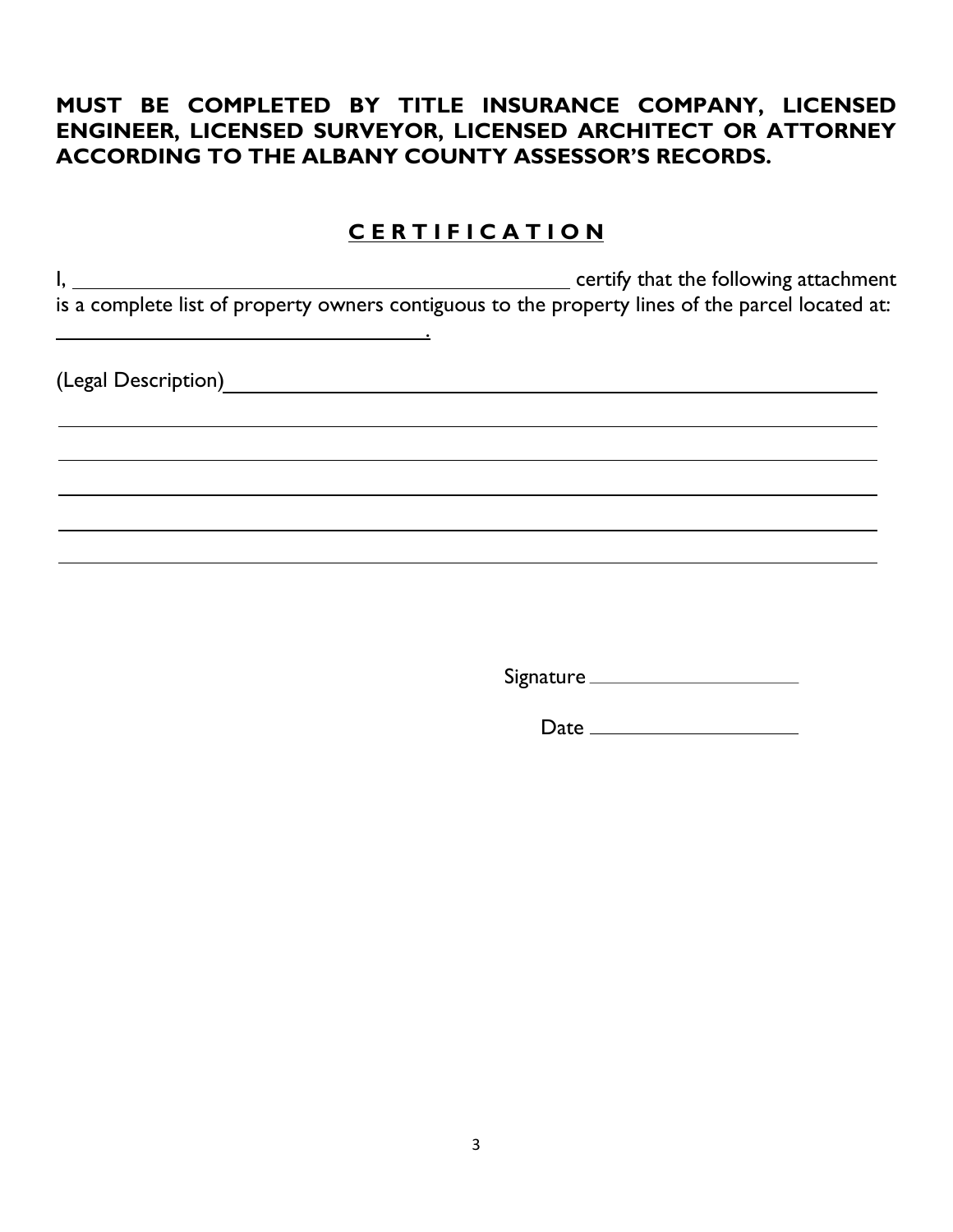**MUST BE COMPLETED BY TITLE INSURANCE COMPANY, LICENSED ENGINEER, LICENSED SURVEYOR, LICENSED ARCHITECT OR ATTORNEY ACCORDING TO THE ALBANY COUNTY ASSESSOR'S RECORDS.**

## CERTIFICATION

I, ______________________________________________ certify that the following attachment is a complete list of property owners contiguous to the property lines of the parcel located at: ________________________________.

(Legal Description)________________________________________________________

__________________________________________________________________________

__________________________________________________________________________

__________________________________________________________________________

__________________________________________________________________________

__________________________________________________________________________

Signature ____________________

Date ____________________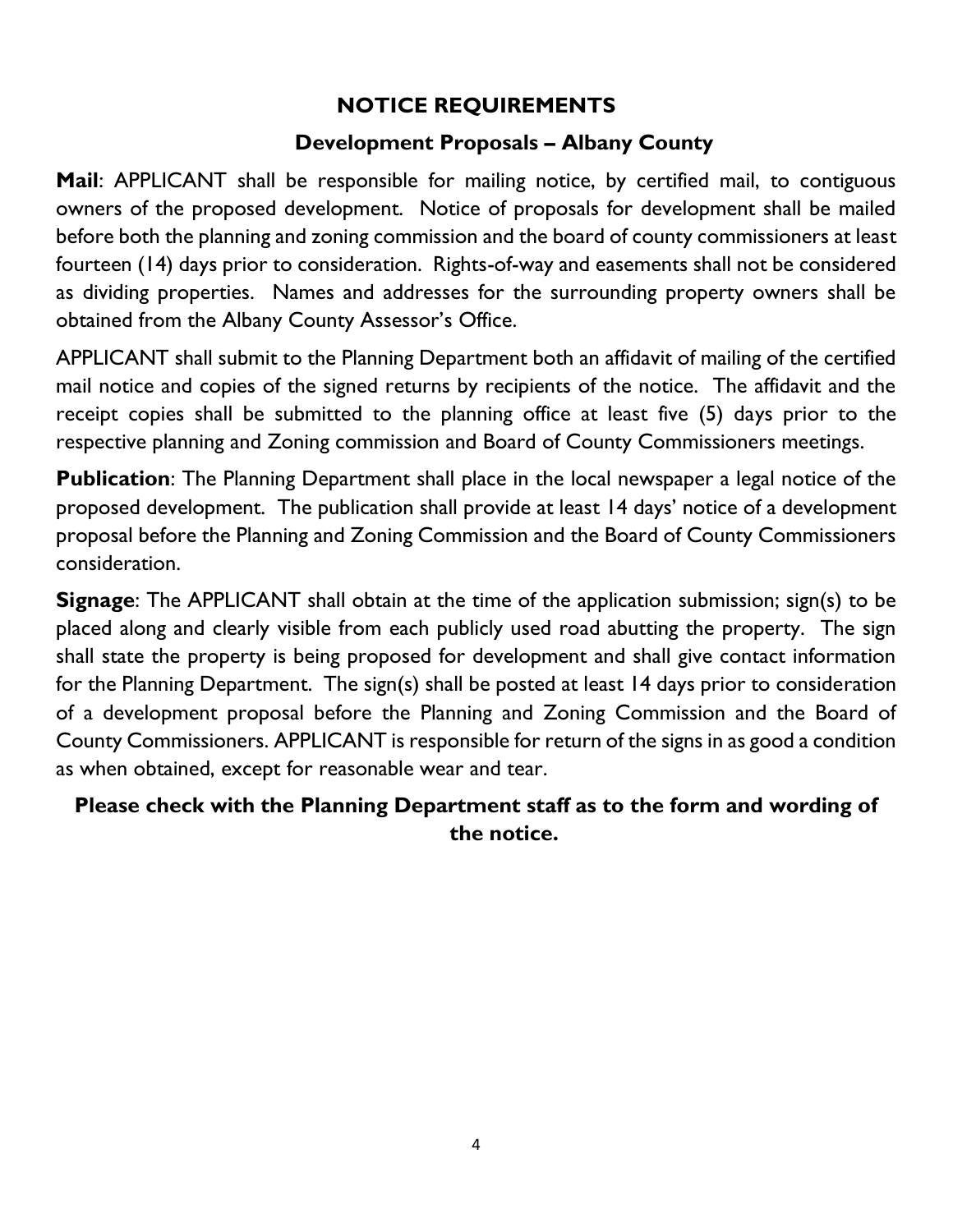## NOTICE REQUIREMENTS

### Development Proposals – Albany County

**Mail**: APPLICANT shall be responsible for mailing notice, by certified mail, to contiguous owners of the proposed development. Notice of proposals for development shall be mailed before both the planning and zoning commission and the board of county commissioners at least fourteen (14) days prior to consideration. Rights-of-way and easements shall not be considered as dividing properties. Names and addresses for the surrounding property owners shall be obtained from the Albany County Assessor's Office.

APPLICANT shall submit to the Planning Department both an affidavit of mailing of the certified mail notice and copies of the signed returns by recipients of the notice. The affidavit and the receipt copies shall be submitted to the planning office at least five (5) days prior to the respective planning and Zoning commission and Board of County Commissioners meetings.

**Publication**: The Planning Department shall place in the local newspaper a legal notice of the proposed development. The publication shall provide at least 14 days' notice of a development proposal before the Planning and Zoning Commission and the Board of County Commissioners consideration.

**Signage**: The APPLICANT shall obtain at the time of the application submission; sign(s) to be placed along and clearly visible from each publicly used road abutting the property. The sign shall state the property is being proposed for development and shall give contact information for the Planning Department. The sign(s) shall be posted at least 14 days prior to consideration of a development proposal before the Planning and Zoning Commission and the Board of County Commissioners. APPLICANT is responsible for return of the signs in as good a condition as when obtained, except for reasonable wear and tear.

**Please check with the Planning Department staff as to the form and wording of the notice.**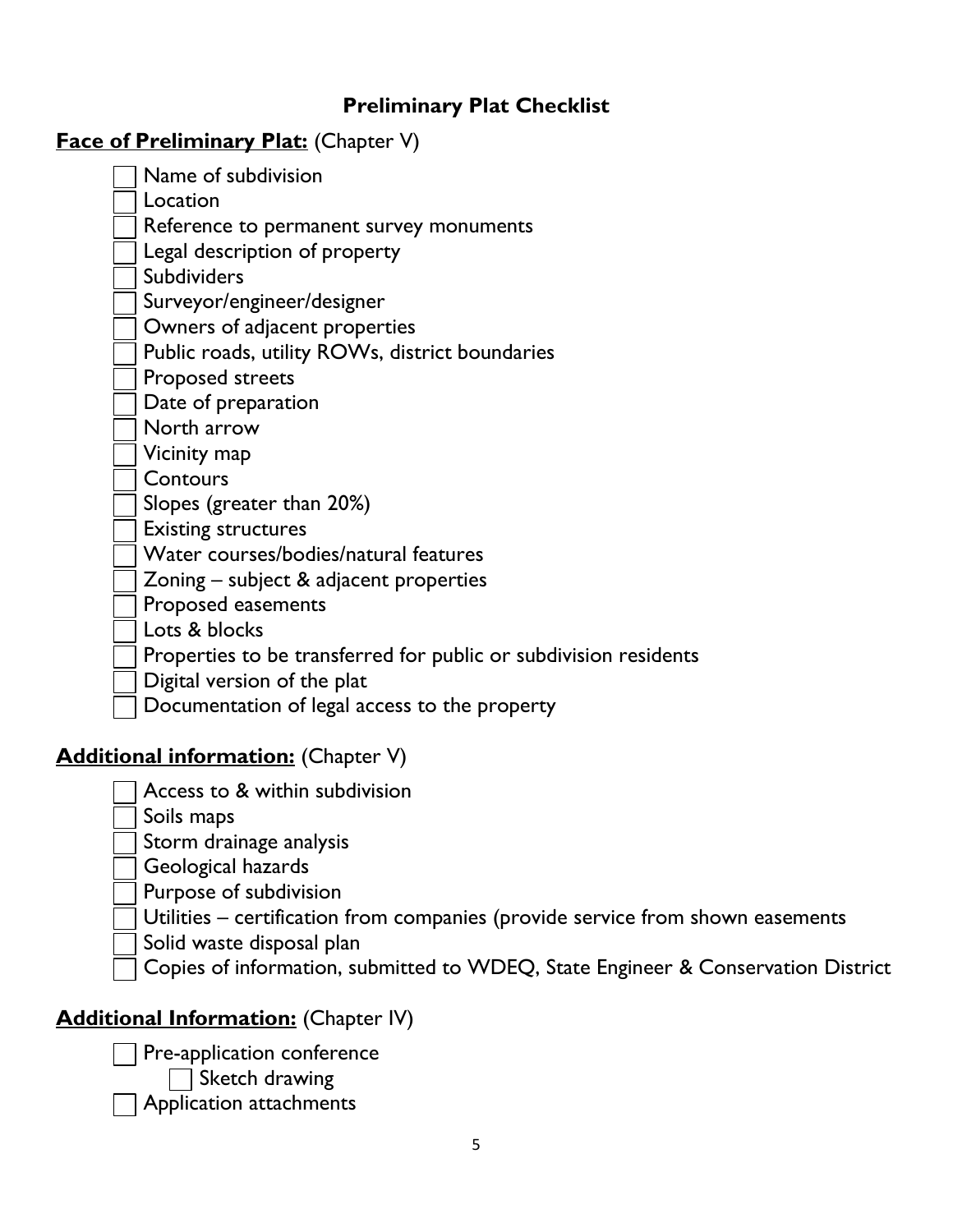# Preliminary Plat Checklist

**Face of Preliminary Plat:** (Chapter V)

- [ ] Name of subdivision
- [ ] Location
- [ ] Reference to permanent survey monuments
- [ ] Legal description of property
- [ ] Subdividers
- [ ] Surveyor/engineer/designer
- [ ] Owners of adjacent properties
- [ ] Public roads, utility ROWs, district boundaries
- [ ] Proposed streets
- [ ] Date of preparation
- [ ] North arrow
- [ ] Vicinity map
- [ ] Contours
- [ ] Slopes (greater than 20%)
- [ ] Existing structures
- [ ] Water courses/bodies/natural features
- [ ] Zoning – subject & adjacent properties
- [ ] Proposed easements
- [ ] Lots & blocks
- [ ] Properties to be transferred for public or subdivision residents
- [ ] Digital version of the plat
- [ ] Documentation of legal access to the property

**Additional information:** (Chapter V)

- [ ] Access to & within subdivision
- [ ] Soils maps
- [ ] Storm drainage analysis
- [ ] Geological hazards
- [ ] Purpose of subdivision
- [ ] Utilities – certification from companies (provide service from shown easements
- [ ] Solid waste disposal plan
- [ ] Copies of information, submitted to WDEQ, State Engineer & Conservation District

**Additional Information:** (Chapter IV)

- [ ] Pre-application conference
  - [ ] Sketch drawing
- [ ] Application attachments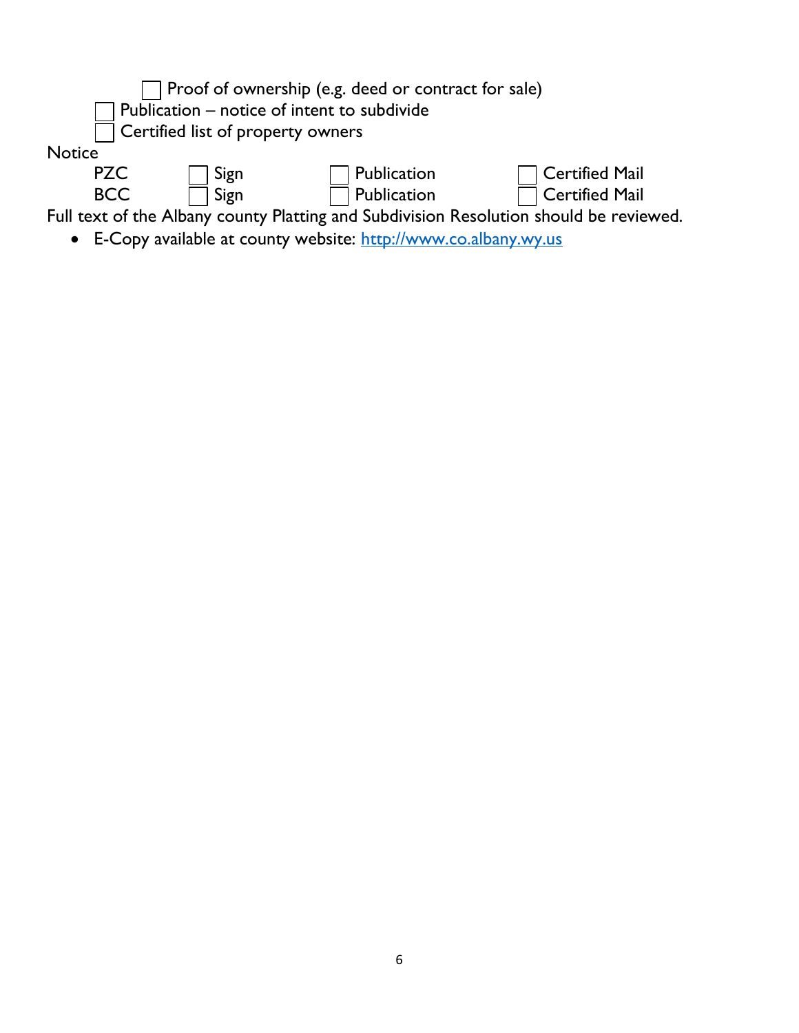- [ ] Proof of ownership (e.g. deed or contract for sale)
- [ ] Publication – notice of intent to subdivide
- [ ] Certified list of property owners

Notice

| | | | |
|---|---|---|---|
| PZC | ☐ Sign | ☐ Publication | ☐ Certified Mail |
| BCC | ☐ Sign | ☐ Publication | ☐ Certified Mail |

Full text of the Albany county Platting and Subdivision Resolution should be reviewed.

- E-Copy available at county website: [http://www.co.albany.wy.us](http://www.co.albany.wy.us)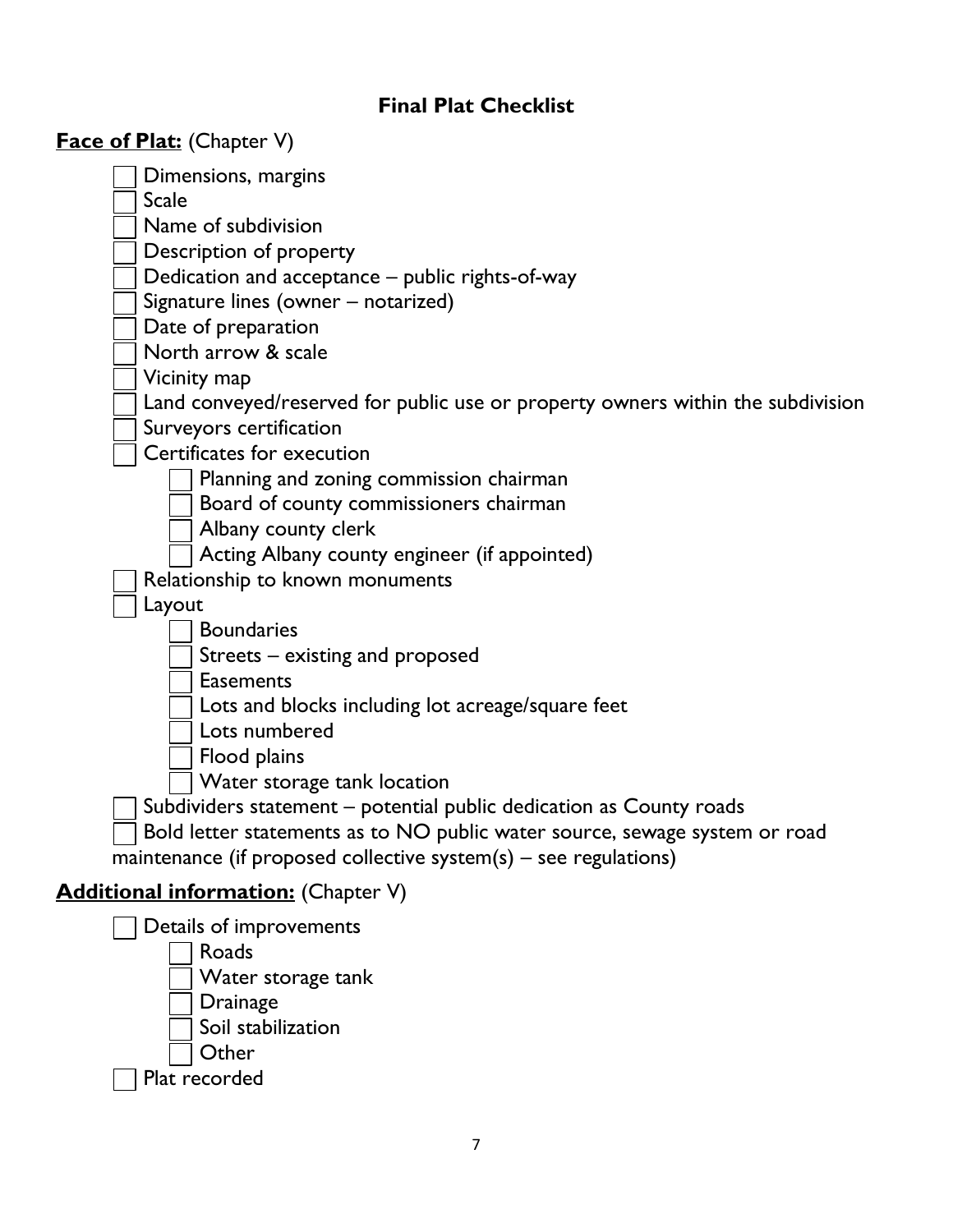# Final Plat Checklist

**<u>Face of Plat:</u>** (Chapter V)

- [ ] Dimensions, margins
- [ ] Scale
- [ ] Name of subdivision
- [ ] Description of property
- [ ] Dedication and acceptance – public rights-of-way
- [ ] Signature lines (owner – notarized)
- [ ] Date of preparation
- [ ] North arrow & scale
- [ ] Vicinity map
- [ ] Land conveyed/reserved for public use or property owners within the subdivision
- [ ] Surveyors certification
- [ ] Certificates for execution
  - [ ] Planning and zoning commission chairman
  - [ ] Board of county commissioners chairman
  - [ ] Albany county clerk
  - [ ] Acting Albany county engineer (if appointed)
- [ ] Relationship to known monuments
- [ ] Layout
  - [ ] Boundaries
  - [ ] Streets – existing and proposed
  - [ ] Easements
  - [ ] Lots and blocks including lot acreage/square feet
  - [ ] Lots numbered
  - [ ] Flood plains
  - [ ] Water storage tank location
- [ ] Subdividers statement – potential public dedication as County roads
- [ ] Bold letter statements as to NO public water source, sewage system or road maintenance (if proposed collective system(s) – see regulations)

**<u>Additional information:</u>** (Chapter V)

- [ ] Details of improvements
  - [ ] Roads
  - [ ] Water storage tank
  - [ ] Drainage
  - [ ] Soil stabilization
  - [ ] Other
- [ ] Plat recorded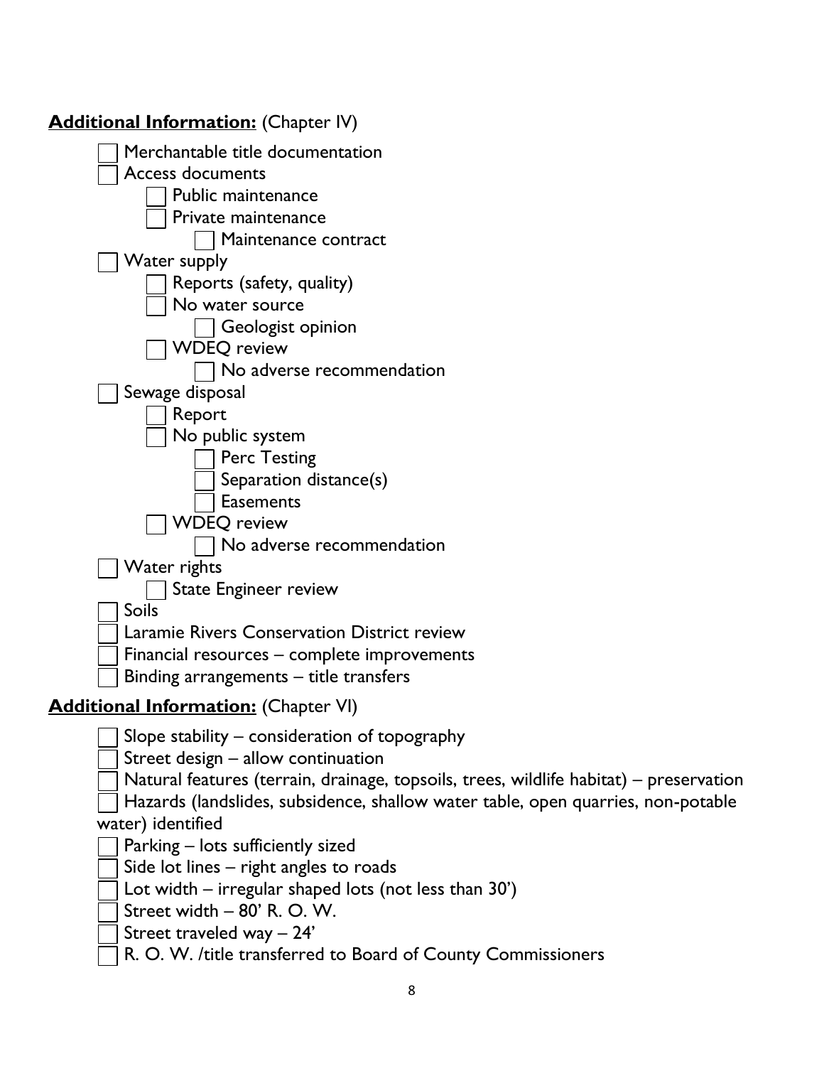**Additional Information:** (Chapter IV)

- [ ] Merchantable title documentation
- [ ] Access documents
    - [ ] Public maintenance
    - [ ] Private maintenance
        - [ ] Maintenance contract
- [ ] Water supply
    - [ ] Reports (safety, quality)
    - [ ] No water source
        - [ ] Geologist opinion
    - [ ] WDEQ review
        - [ ] No adverse recommendation
- [ ] Sewage disposal
    - [ ] Report
    - [ ] No public system
        - [ ] Perc Testing
        - [ ] Separation distance(s)
        - [ ] Easements
    - [ ] WDEQ review
        - [ ] No adverse recommendation
- [ ] Water rights
    - [ ] State Engineer review
- [ ] Soils
- [ ] Laramie Rivers Conservation District review
- [ ] Financial resources – complete improvements
- [ ] Binding arrangements – title transfers

**Additional Information:** (Chapter VI)

- [ ] Slope stability – consideration of topography
- [ ] Street design – allow continuation
- [ ] Natural features (terrain, drainage, topsoils, trees, wildlife habitat) – preservation
- [ ] Hazards (landslides, subsidence, shallow water table, open quarries, non-potable water) identified
- [ ] Parking – lots sufficiently sized
- [ ] Side lot lines – right angles to roads
- [ ] Lot width – irregular shaped lots (not less than 30')
- [ ] Street width – 80' R. O. W.
- [ ] Street traveled way – 24'
- [ ] R. O. W. /title transferred to Board of County Commissioners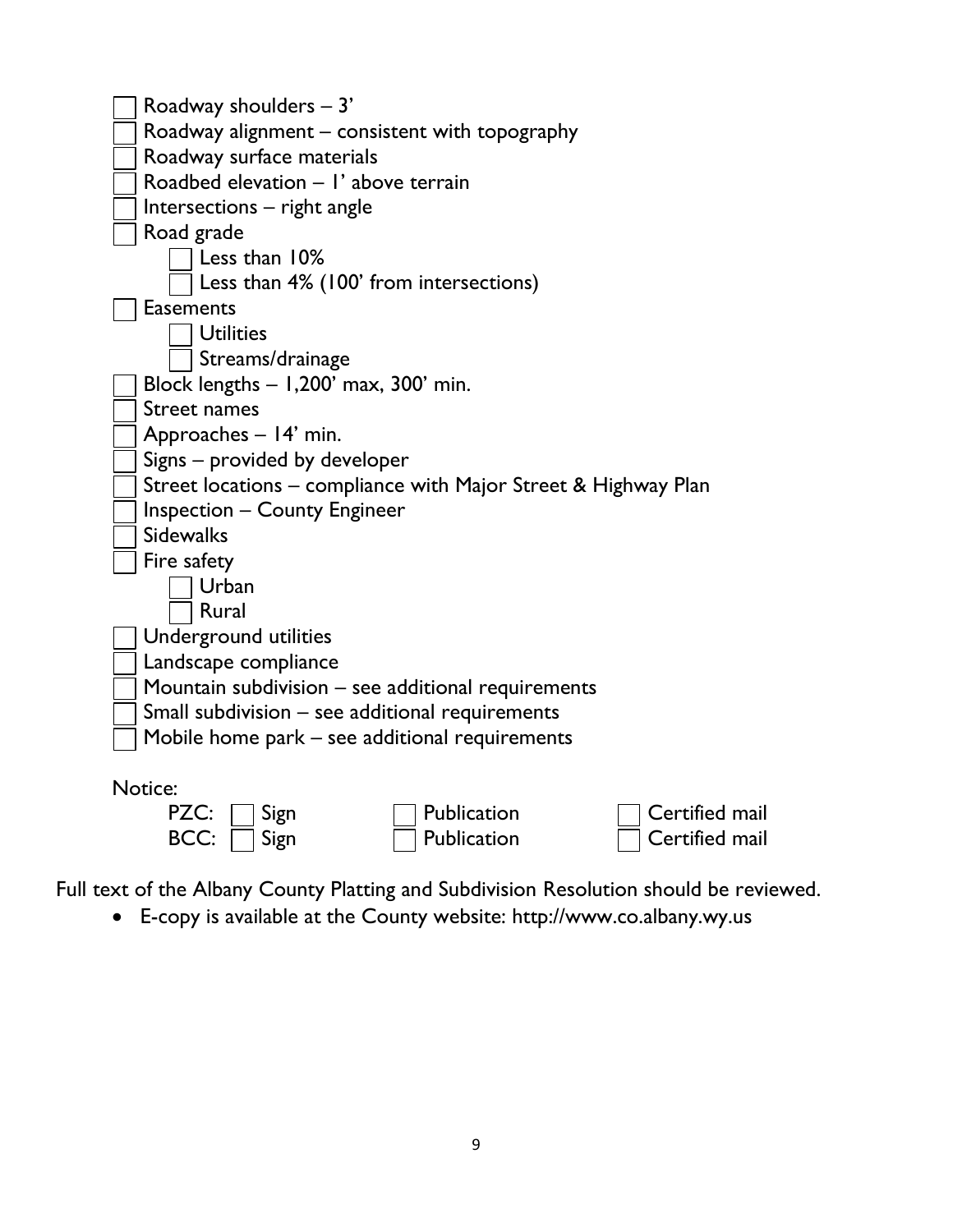- [ ] Roadway shoulders – 3’
- [ ] Roadway alignment – consistent with topography
- [ ] Roadway surface materials
- [ ] Roadbed elevation – 1’ above terrain
- [ ] Intersections – right angle
- [ ] Road grade
  - [ ] Less than 10%
  - [ ] Less than 4% (100’ from intersections)
- [ ] Easements
  - [ ] Utilities
  - [ ] Streams/drainage
- [ ] Block lengths – 1,200’ max, 300’ min.
- [ ] Street names
- [ ] Approaches – 14’ min.
- [ ] Signs – provided by developer
- [ ] Street locations – compliance with Major Street & Highway Plan
- [ ] Inspection – County Engineer
- [ ] Sidewalks
- [ ] Fire safety
  - [ ] Urban
  - [ ] Rural
- [ ] Underground utilities
- [ ] Landscape compliance
- [ ] Mountain subdivision – see additional requirements
- [ ] Small subdivision – see additional requirements
- [ ] Mobile home park – see additional requirements

Notice:

| | | | |
|---|---|---|---|
| PZC: | [ ] Sign | [ ] Publication | [ ] Certified mail |
| BCC: | [ ] Sign | [ ] Publication | [ ] Certified mail |

Full text of the Albany County Platting and Subdivision Resolution should be reviewed.

- E-copy is available at the County website: http://www.co.albany.wy.us